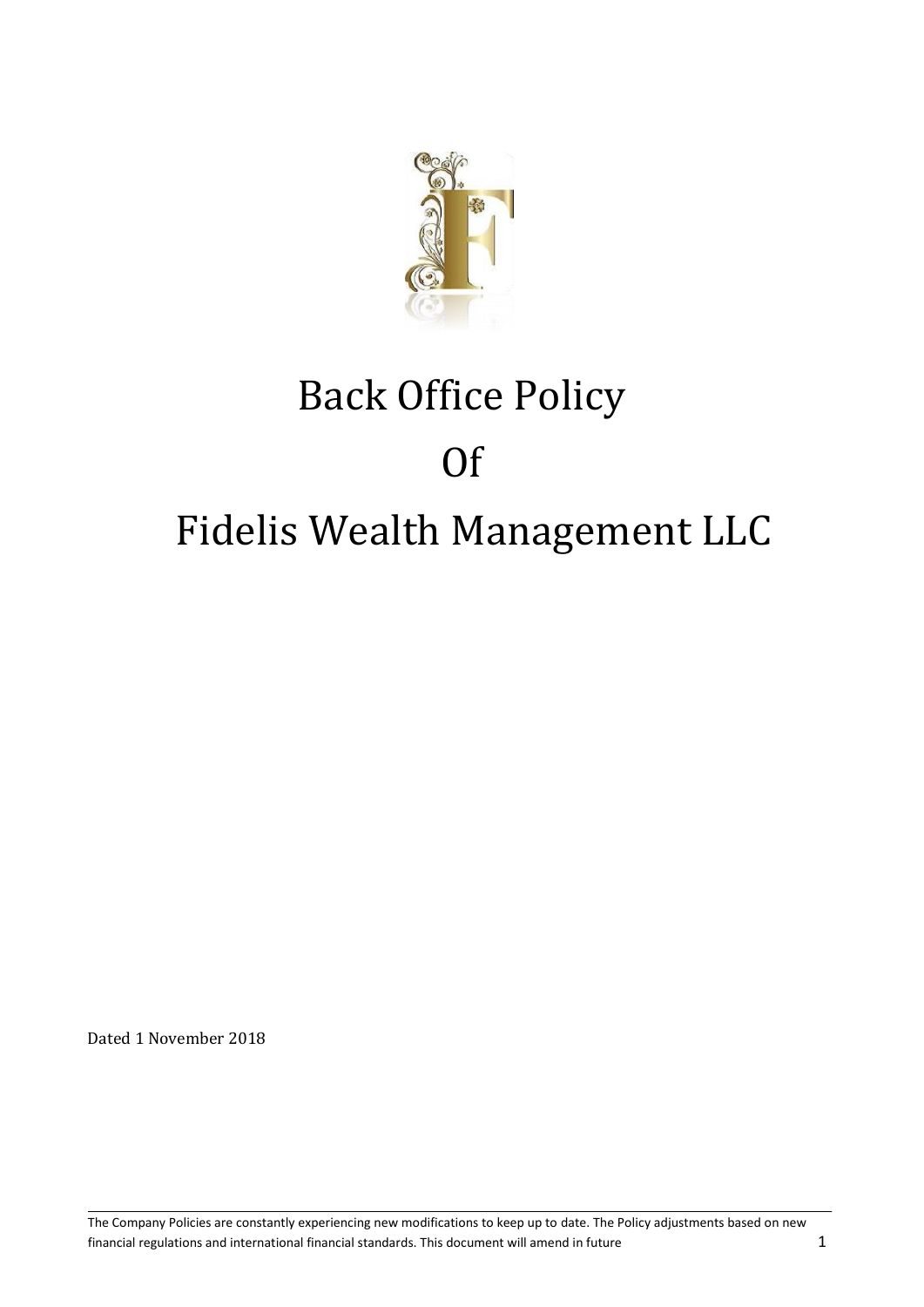# Back Office Policy

# Of

# Fidelis Wealth Management LLC

Dated 1 November 2018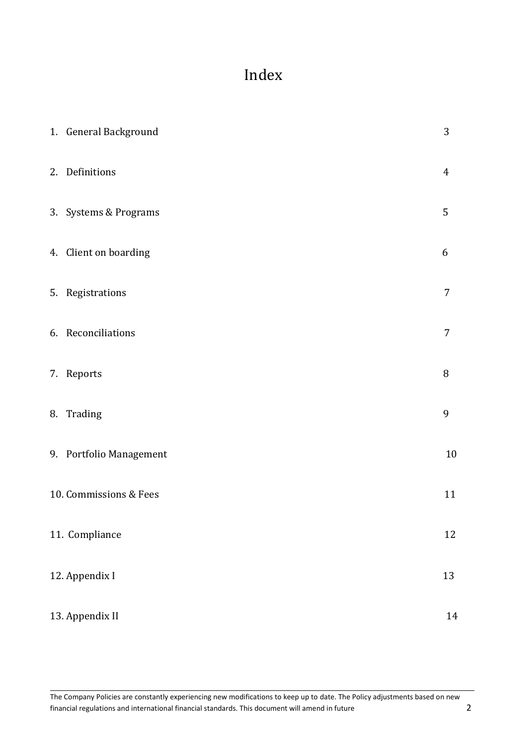# Index

| | |
|---|---|
| 1. General Background | 3 |
| 2. Definitions | 4 |
| 3. Systems & Programs | 5 |
| 4. Client on boarding | 6 |
| 5. Registrations | 7 |
| 6. Reconciliations | 7 |
| 7. Reports | 8 |
| 8. Trading | 9 |
| 9. Portfolio Management | 10 |
| 10. Commissions & Fees | 11 |
| 11. Compliance | 12 |
| 12. Appendix I | 13 |
| 13. Appendix II | 14 |

The Company Policies are constantly experiencing new modifications to keep up to date. The Policy adjustments based on new financial regulations and international financial standards. This document will amend in future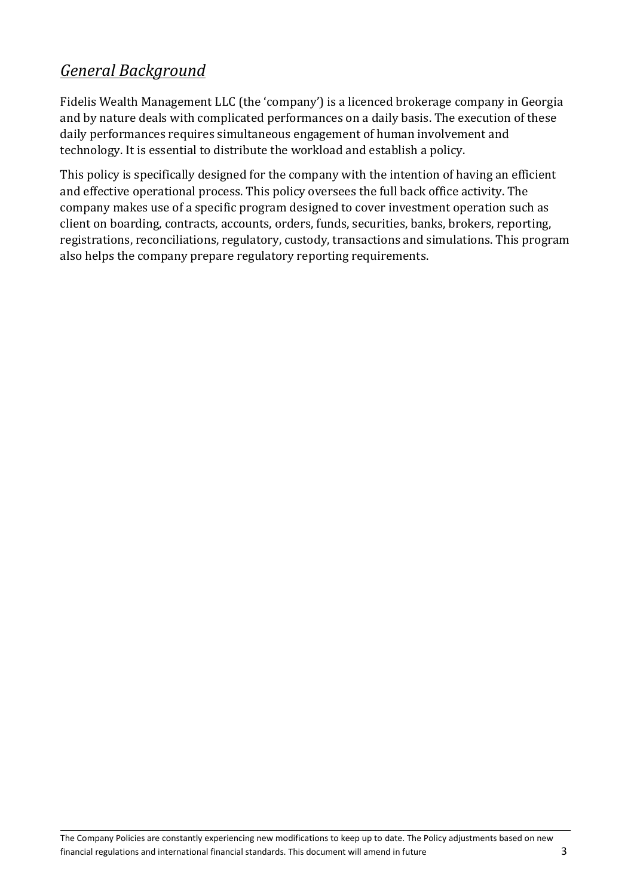## *General Background*

Fidelis Wealth Management LLC (the 'company') is a licenced brokerage company in Georgia and by nature deals with complicated performances on a daily basis. The execution of these daily performances requires simultaneous engagement of human involvement and technology. It is essential to distribute the workload and establish a policy.

This policy is specifically designed for the company with the intention of having an efficient and effective operational process. This policy oversees the full back office activity. The company makes use of a specific program designed to cover investment operation such as client on boarding, contracts, accounts, orders, funds, securities, banks, brokers, reporting, registrations, reconciliations, regulatory, custody, transactions and simulations. This program also helps the company prepare regulatory reporting requirements.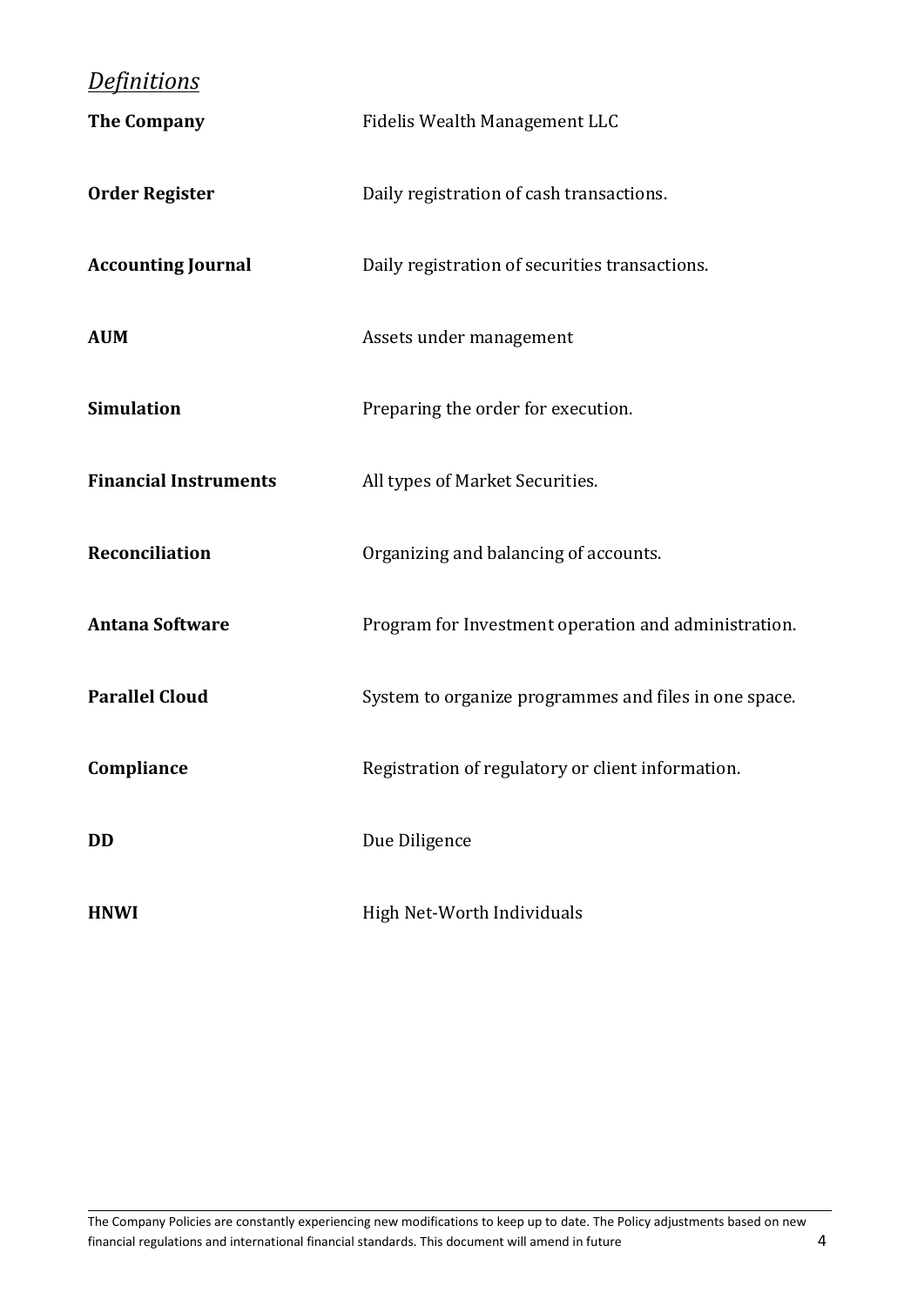## *Definitions*

| | |
|---|---|
| **The Company** | Fidelis Wealth Management LLC |
| **Order Register** | Daily registration of cash transactions. |
| **Accounting Journal** | Daily registration of securities transactions. |
| **AUM** | Assets under management |
| **Simulation** | Preparing the order for execution. |
| **Financial Instruments** | All types of Market Securities. |
| **Reconciliation** | Organizing and balancing of accounts. |
| **Antana Software** | Program for Investment operation and administration. |
| **Parallel Cloud** | System to organize programmes and files in one space. |
| **Compliance** | Registration of regulatory or client information. |
| **DD** | Due Diligence |
| **HNWI** | High Net-Worth Individuals |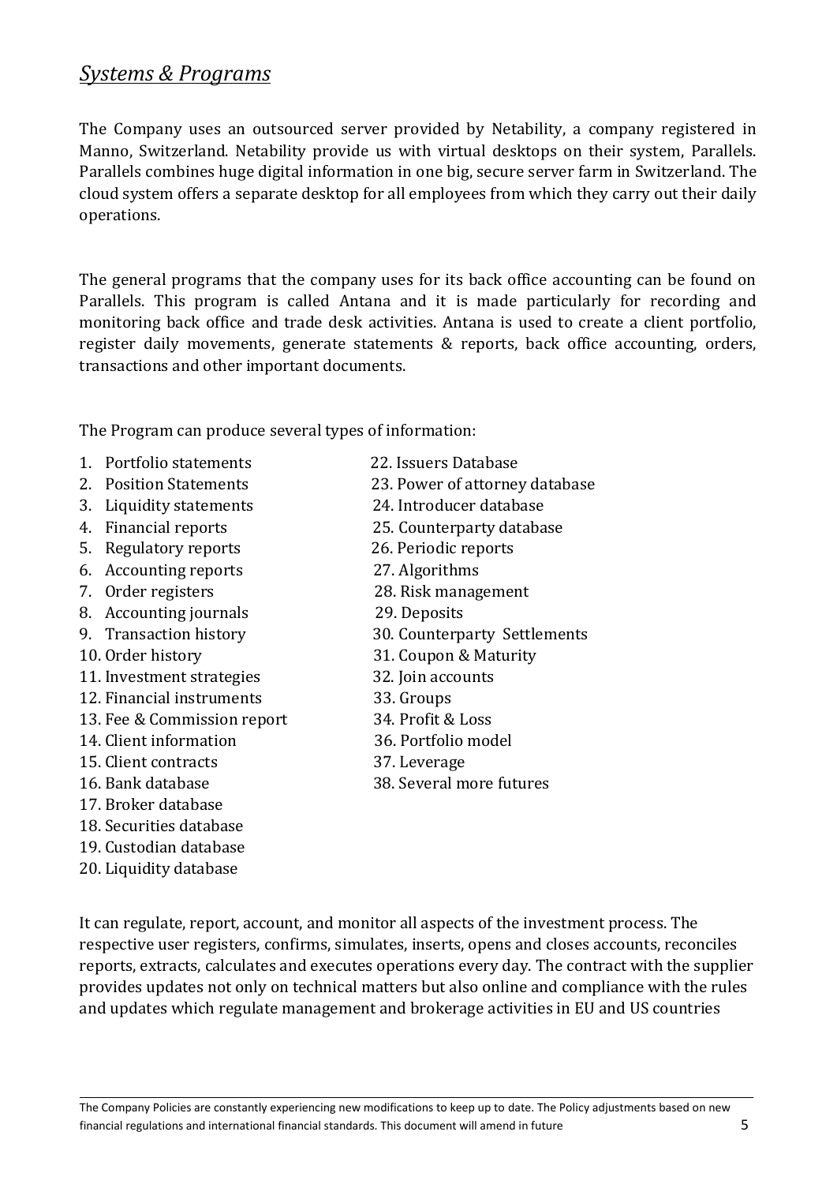## *Systems & Programs*

The Company uses an outsourced server provided by Netability, a company registered in Manno, Switzerland. Netability provide us with virtual desktops on their system, Parallels. Parallels combines huge digital information in one big, secure server farm in Switzerland. The cloud system offers a separate desktop for all employees from which they carry out their daily operations.

The general programs that the company uses for its back office accounting can be found on Parallels. This program is called Antana and it is made particularly for recording and monitoring back office and trade desk activities. Antana is used to create a client portfolio, register daily movements, generate statements & reports, back office accounting, orders, transactions and other important documents.

The Program can produce several types of information:

1. Portfolio statements
2. Position Statements
3. Liquidity statements
4. Financial reports
5. Regulatory reports
6. Accounting reports
7. Order registers
8. Accounting journals
9. Transaction history
10. Order history
11. Investment strategies
12. Financial instruments
13. Fee & Commission report
14. Client information
15. Client contracts
16. Bank database
17. Broker database
18. Securities database
19. Custodian database
20. Liquidity database
22. Issuers Database
23. Power of attorney database
24. Introducer database
25. Counterparty database
26. Periodic reports
27. Algorithms
28. Risk management
29. Deposits
30. Counterparty Settlements
31. Coupon & Maturity
32. Join accounts
33. Groups
34. Profit & Loss
36. Portfolio model
37. Leverage
38. Several more futures

It can regulate, report, account, and monitor all aspects of the investment process. The respective user registers, confirms, simulates, inserts, opens and closes accounts, reconciles reports, extracts, calculates and executes operations every day. The contract with the supplier provides updates not only on technical matters but also online and compliance with the rules and updates which regulate management and brokerage activities in EU and US countries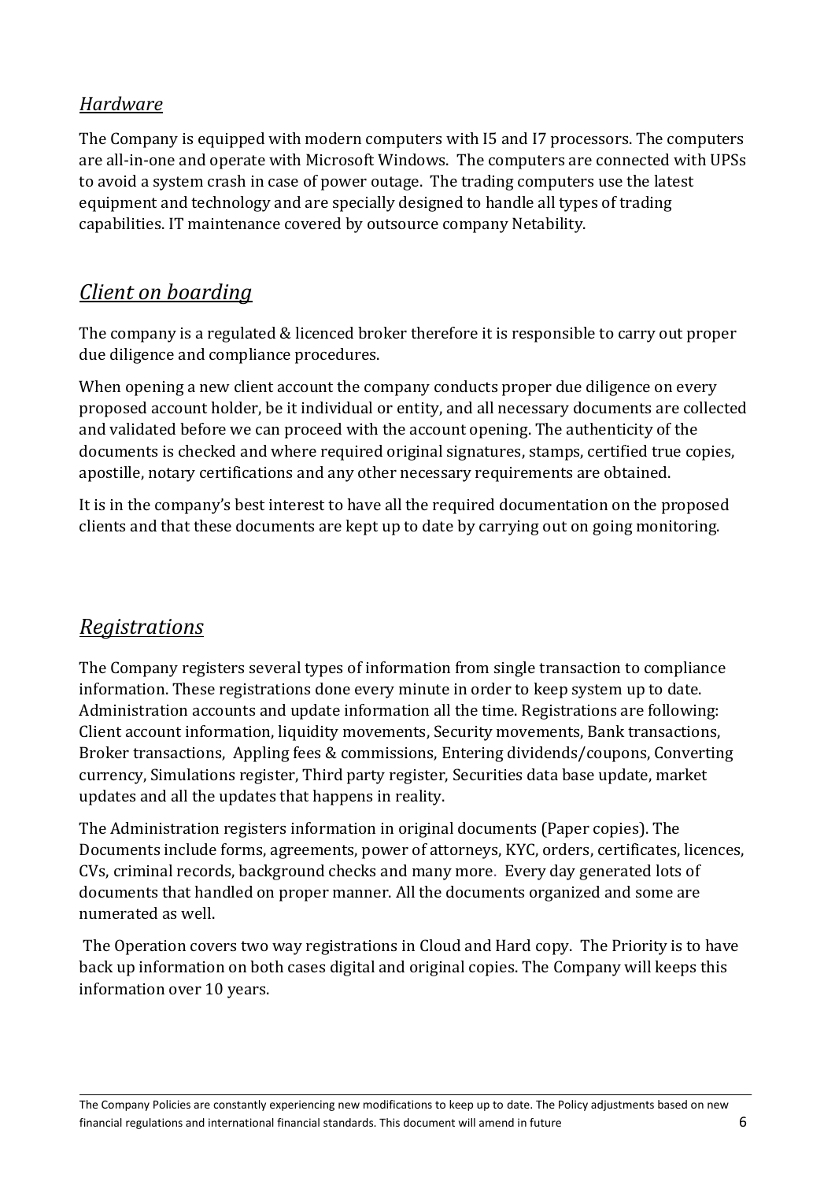### *Hardware*

The Company is equipped with modern computers with I5 and I7 processors. The computers are all-in-one and operate with Microsoft Windows. The computers are connected with UPSs to avoid a system crash in case of power outage. The trading computers use the latest equipment and technology and are specially designed to handle all types of trading capabilities. IT maintenance covered by outsource company Netability.

## *Client on boarding*

The company is a regulated & licenced broker therefore it is responsible to carry out proper due diligence and compliance procedures.

When opening a new client account the company conducts proper due diligence on every proposed account holder, be it individual or entity, and all necessary documents are collected and validated before we can proceed with the account opening. The authenticity of the documents is checked and where required original signatures, stamps, certified true copies, apostille, notary certifications and any other necessary requirements are obtained.

It is in the company's best interest to have all the required documentation on the proposed clients and that these documents are kept up to date by carrying out on going monitoring.

## *Registrations*

The Company registers several types of information from single transaction to compliance information. These registrations done every minute in order to keep system up to date. Administration accounts and update information all the time. Registrations are following: Client account information, liquidity movements, Security movements, Bank transactions, Broker transactions, Appling fees & commissions, Entering dividends/coupons, Converting currency, Simulations register, Third party register, Securities data base update, market updates and all the updates that happens in reality.

The Administration registers information in original documents (Paper copies). The Documents include forms, agreements, power of attorneys, KYC, orders, certificates, licences, CVs, criminal records, background checks and many more. Every day generated lots of documents that handled on proper manner. All the documents organized and some are numerated as well.

The Operation covers two way registrations in Cloud and Hard copy. The Priority is to have back up information on both cases digital and original copies. The Company will keeps this information over 10 years.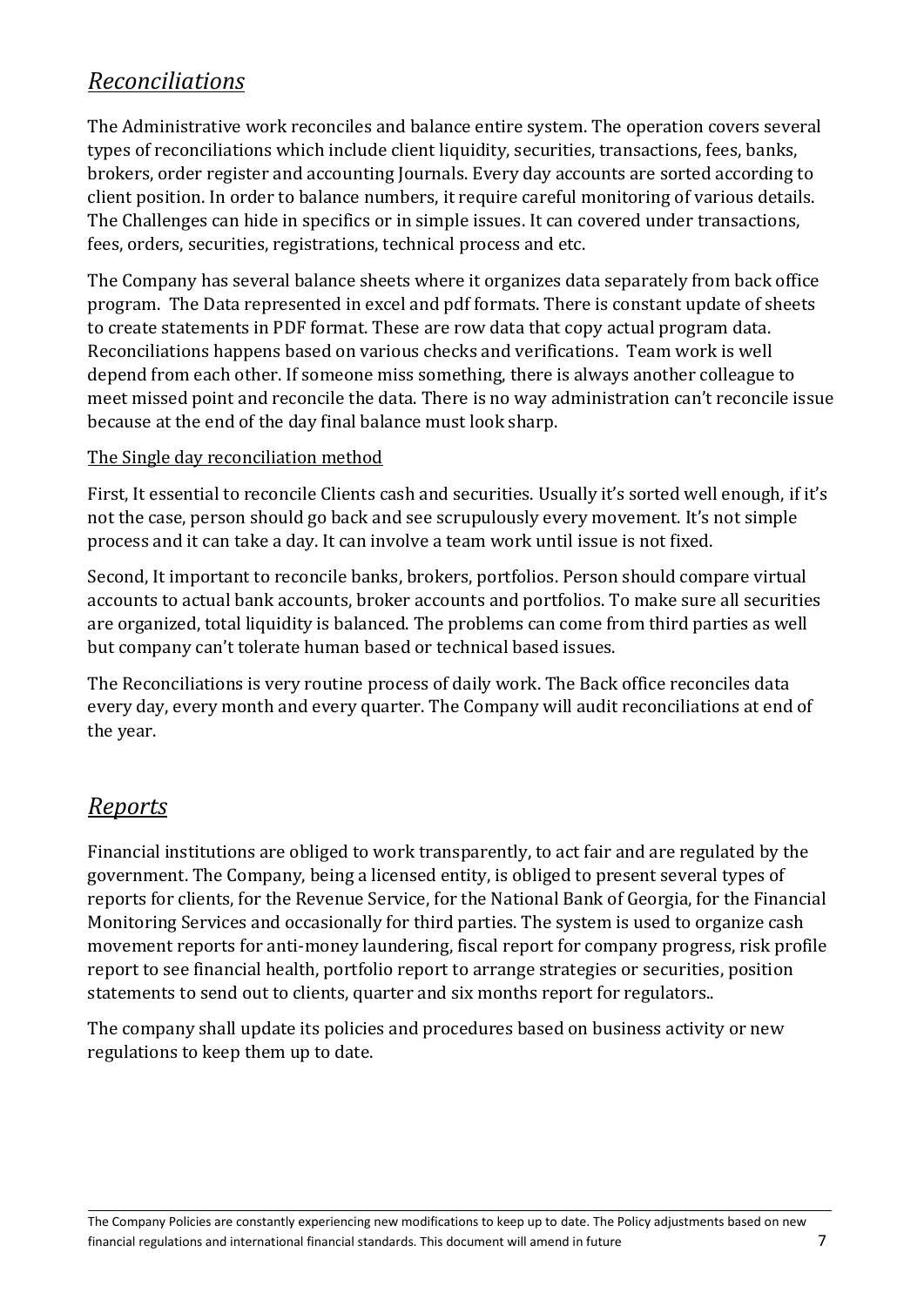## *Reconciliations*

The Administrative work reconciles and balance entire system. The operation covers several types of reconciliations which include client liquidity, securities, transactions, fees, banks, brokers, order register and accounting Journals. Every day accounts are sorted according to client position. In order to balance numbers, it require careful monitoring of various details. The Challenges can hide in specifics or in simple issues. It can covered under transactions, fees, orders, securities, registrations, technical process and etc.

The Company has several balance sheets where it organizes data separately from back office program. The Data represented in excel and pdf formats. There is constant update of sheets to create statements in PDF format. These are row data that copy actual program data. Reconciliations happens based on various checks and verifications. Team work is well depend from each other. If someone miss something, there is always another colleague to meet missed point and reconcile the data. There is no way administration can't reconcile issue because at the end of the day final balance must look sharp.

The Single day reconciliation method

First, It essential to reconcile Clients cash and securities. Usually it's sorted well enough, if it's not the case, person should go back and see scrupulously every movement. It's not simple process and it can take a day. It can involve a team work until issue is not fixed.

Second, It important to reconcile banks, brokers, portfolios. Person should compare virtual accounts to actual bank accounts, broker accounts and portfolios. To make sure all securities are organized, total liquidity is balanced. The problems can come from third parties as well but company can't tolerate human based or technical based issues.

The Reconciliations is very routine process of daily work. The Back office reconciles data every day, every month and every quarter. The Company will audit reconciliations at end of the year.

## *Reports*

Financial institutions are obliged to work transparently, to act fair and are regulated by the government. The Company, being a licensed entity, is obliged to present several types of reports for clients, for the Revenue Service, for the National Bank of Georgia, for the Financial Monitoring Services and occasionally for third parties. The system is used to organize cash movement reports for anti-money laundering, fiscal report for company progress, risk profile report to see financial health, portfolio report to arrange strategies or securities, position statements to send out to clients, quarter and six months report for regulators..

The company shall update its policies and procedures based on business activity or new regulations to keep them up to date.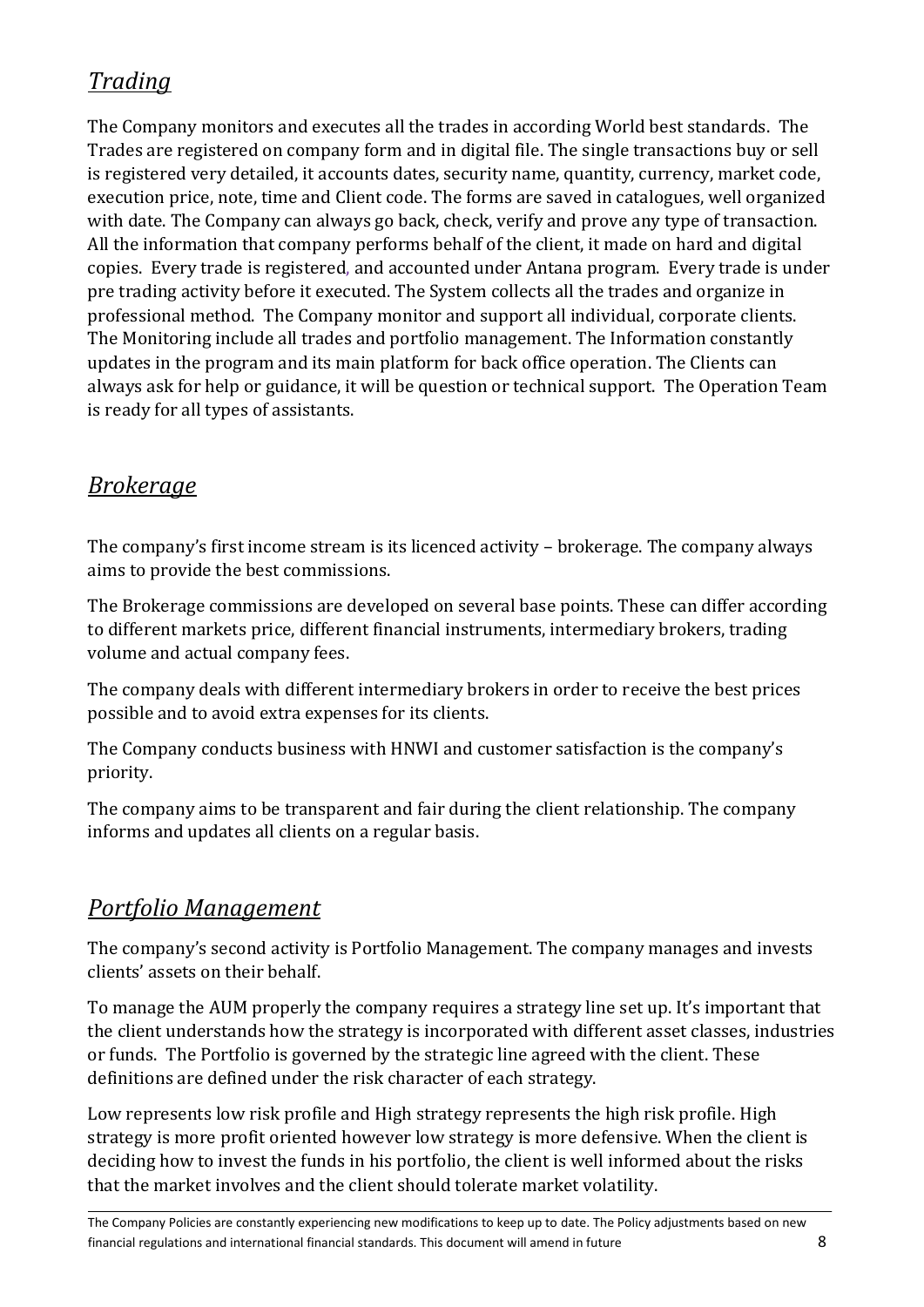## *Trading*

The Company monitors and executes all the trades in according World best standards. The Trades are registered on company form and in digital file. The single transactions buy or sell is registered very detailed, it accounts dates, security name, quantity, currency, market code, execution price, note, time and Client code. The forms are saved in catalogues, well organized with date. The Company can always go back, check, verify and prove any type of transaction. All the information that company performs behalf of the client, it made on hard and digital copies. Every trade is registered, and accounted under Antana program. Every trade is under pre trading activity before it executed. The System collects all the trades and organize in professional method. The Company monitor and support all individual, corporate clients. The Monitoring include all trades and portfolio management. The Information constantly updates in the program and its main platform for back office operation. The Clients can always ask for help or guidance, it will be question or technical support. The Operation Team is ready for all types of assistants.

## *Brokerage*

The company's first income stream is its licenced activity – brokerage. The company always aims to provide the best commissions.

The Brokerage commissions are developed on several base points. These can differ according to different markets price, different financial instruments, intermediary brokers, trading volume and actual company fees.

The company deals with different intermediary brokers in order to receive the best prices possible and to avoid extra expenses for its clients.

The Company conducts business with HNWI and customer satisfaction is the company's priority.

The company aims to be transparent and fair during the client relationship. The company informs and updates all clients on a regular basis.

## *Portfolio Management*

The company's second activity is Portfolio Management. The company manages and invests clients' assets on their behalf.

To manage the AUM properly the company requires a strategy line set up. It's important that the client understands how the strategy is incorporated with different asset classes, industries or funds. The Portfolio is governed by the strategic line agreed with the client. These definitions are defined under the risk character of each strategy.

Low represents low risk profile and High strategy represents the high risk profile. High strategy is more profit oriented however low strategy is more defensive. When the client is deciding how to invest the funds in his portfolio, the client is well informed about the risks that the market involves and the client should tolerate market volatility.

The Company Policies are constantly experiencing new modifications to keep up to date. The Policy adjustments based on new financial regulations and international financial standards. This document will amend in future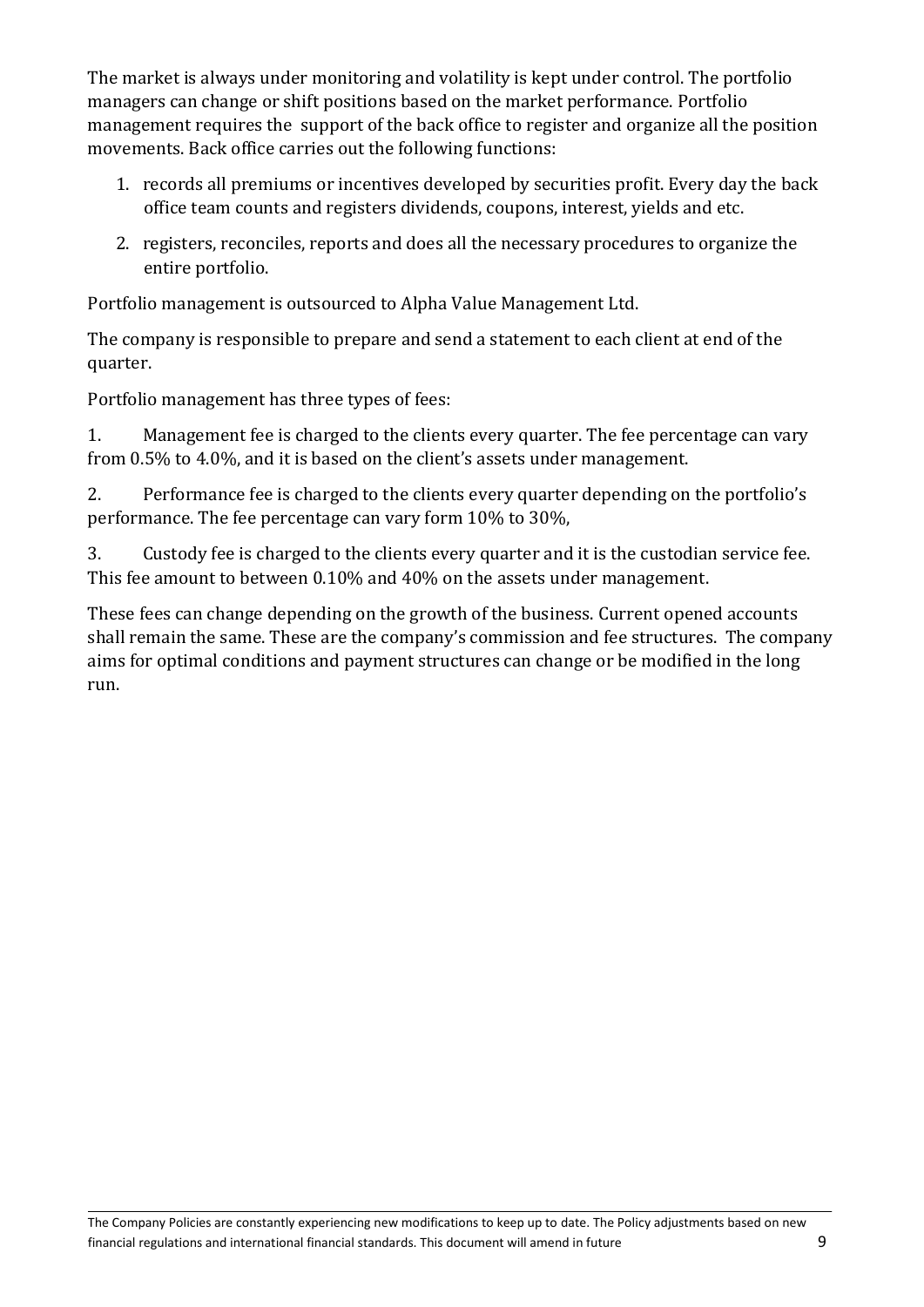The market is always under monitoring and volatility is kept under control. The portfolio managers can change or shift positions based on the market performance. Portfolio management requires the support of the back office to register and organize all the position movements. Back office carries out the following functions:

1. records all premiums or incentives developed by securities profit. Every day the back office team counts and registers dividends, coupons, interest, yields and etc.
2. registers, reconciles, reports and does all the necessary procedures to organize the entire portfolio.

Portfolio management is outsourced to Alpha Value Management Ltd.

The company is responsible to prepare and send a statement to each client at end of the quarter.

Portfolio management has three types of fees:

1. Management fee is charged to the clients every quarter. The fee percentage can vary from 0.5% to 4.0%, and it is based on the client's assets under management.

2. Performance fee is charged to the clients every quarter depending on the portfolio's performance. The fee percentage can vary form 10% to 30%,

3. Custody fee is charged to the clients every quarter and it is the custodian service fee. This fee amount to between 0.10% and 40% on the assets under management.

These fees can change depending on the growth of the business. Current opened accounts shall remain the same. These are the company's commission and fee structures. The company aims for optimal conditions and payment structures can change or be modified in the long run.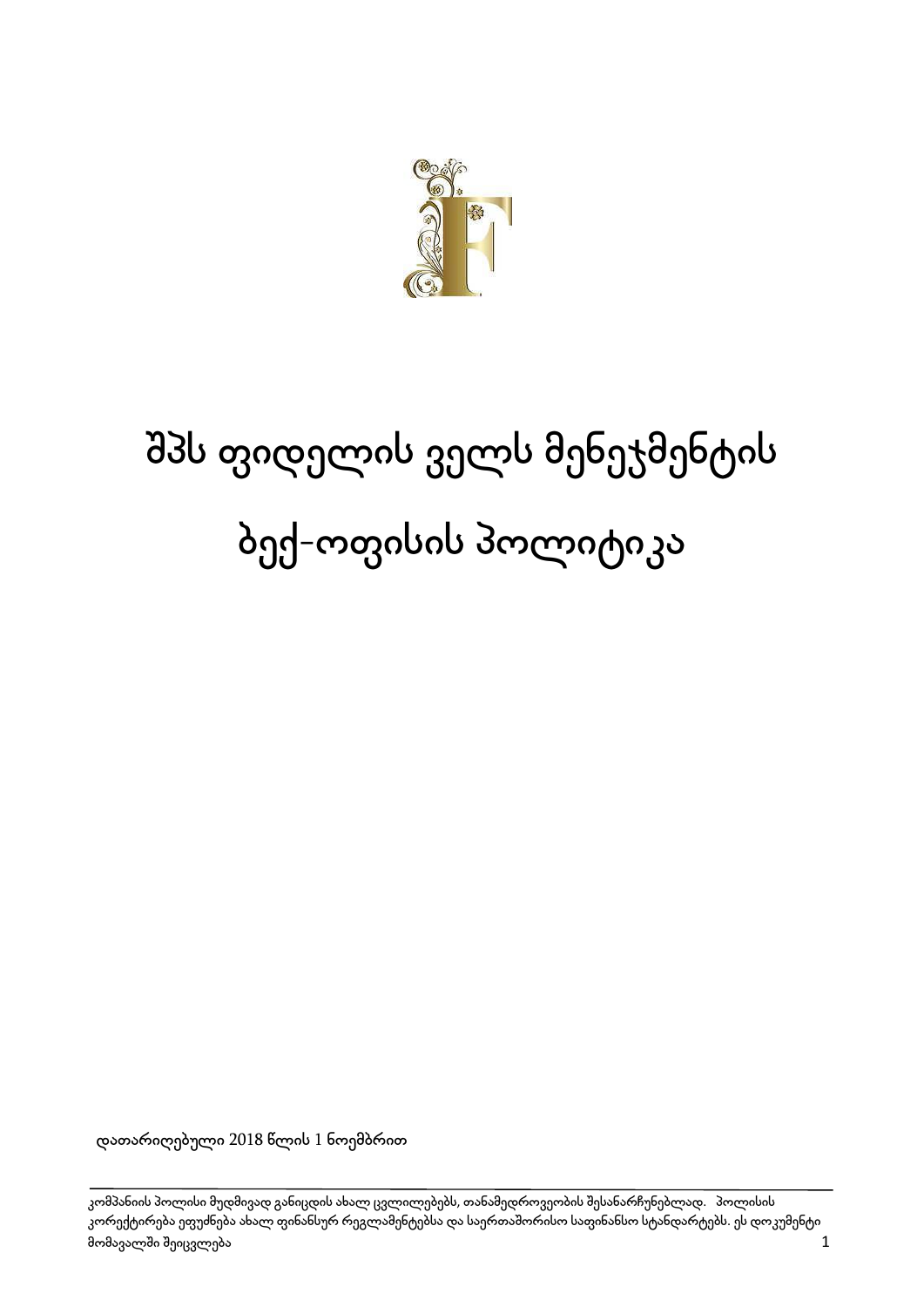# შპს ფიდელის ველს მენეჯმენტის ბექ-ოფისის პოლიტიკა

დათარიღებული 2018 წლის 1 ნოემბრით

კომპანიის პოლისი მუდმივად განიცდის ახალ ცვლილებებს, თანამედროვეობის შესანარჩუნებლად. პოლისის კორექტირება ეფუძნება ახალ ფინანსურ რეგლამენტებსა და საერთაშორისო საფინანსო სტანდარტებს. ეს დოკუმენტი მომავალში შეიცვლება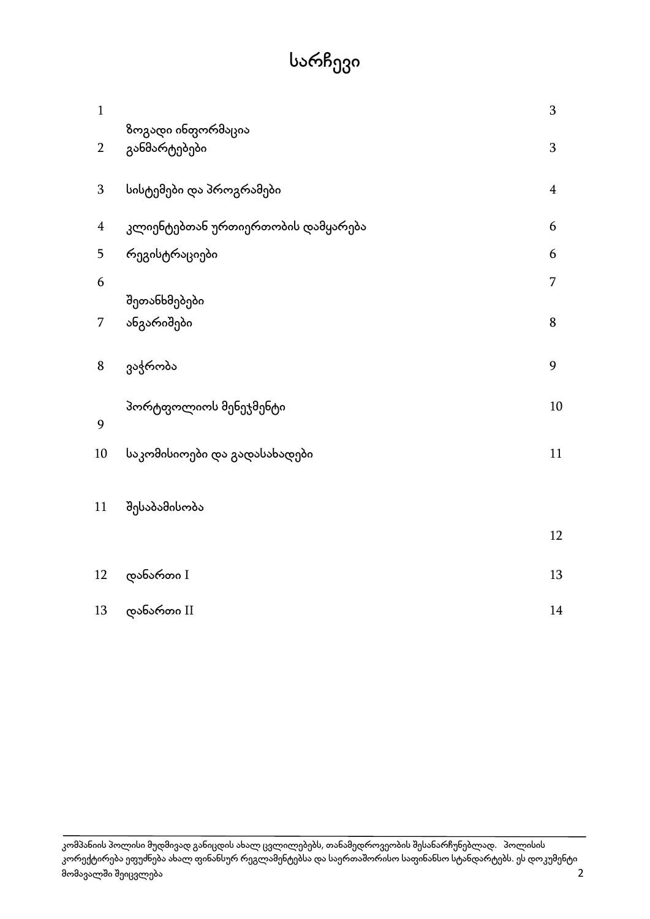# სარჩევი

| | | |
|---|---|---|
| 1 | ზოგადი ინფორმაცია | 3 |
| 2 | განმარტებები | 3 |
| 3 | სისტემები და პროგრამები | 4 |
| 4 | კლიენტებთან ურთიერთობის დამყარება | 6 |
| 5 | რეგისტრაციები | 6 |
| 6 | შეთანხმებები | 7 |
| 7 | ანგარიშები | 8 |
| 8 | ვაჭრობა | 9 |
| 9 | პორტფოლიოს მენეჯმენტი | 10 |
| 10 | საკომისიოები და გადასახადები | 11 |
| 11 | შესაბამისობა | 12 |
| 12 | დანართი I | 13 |
| 13 | დანართი II | 14 |

კომპანიის პოლისი მუდმივად განიცდის ახალ ცვლილებებს, თანამედროვეობის შესანარჩუნებლად. პოლისის კორექტირება ეფუძნება ახალ ფინანსურ რეგლამენტებსა და საერთაშორისო საფინანსო სტანდარტებს. ეს დოკუმენტი მომავალში შეიცვლება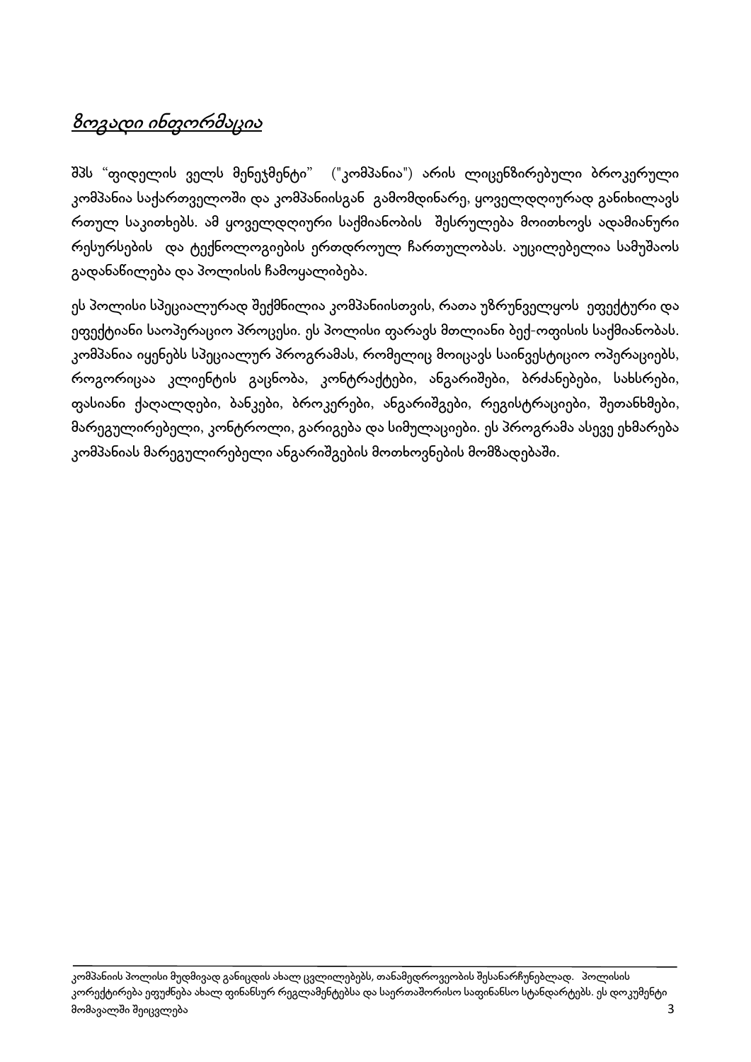## *ზოგადი ინფორმაცია*

შპს "ფიდელის ველს მენეჯმენტი" ("კომპანია") არის ლიცენზირებული ბროკერული კომპანია საქართველოში და კომპანიისგან გამომდინარე, ყოველდღიურად განიხილავს რთულ საკითხებს. ამ ყოველდღიური საქმიანობის შესრულება მოითხოვს ადამიანური რესურსების და ტექნოლოგიების ერთდროულ ჩართულობას. აუცილებელია სამუშაოს გადანაწილება და პოლისის ჩამოყალიბება.

ეს პოლისი სპეციალურად შექმნილია კომპანიისთვის, რათა უზრუნველყოს ეფექტური და ეფექტიანი საოპერაციო პროცესი. ეს პოლისი ფარავს მთლიანი ბექ-ოფისის საქმიანობას. კომპანია იყენებს სპეციალურ პროგრამას, რომელიც მოიცავს საინვესტიციო ოპერაციებს, როგორიცაა კლიენტის გაცნობა, კონტრაქტები, ანგარიშები, ბრძანებები, სახსრები, ფასიანი ქაღალდები, ბანკები, ბროკერები, ანგარიშგები, რეგისტრაციები, შეთანხმები, მარეგულირებელი, კონტროლი, გარიგება და სიმულაციები. ეს პროგრამა ასევე ეხმარება კომპანიას მარეგულირებელი ანგარიშგების მოთხოვნების მომზადებაში.

კომპანიის პოლისი მუდმივად განიცდის ახალ ცვლილებებს, თანამედროვეობის შესანარჩუნებლად. პოლისის კორექტირება ეფუძნება ახალ ფინანსურ რეგლამენტებსა და საერთაშორისო საფინანსო სტანდარტებს. ეს დოკუმენტი მომავალში შეიცვლება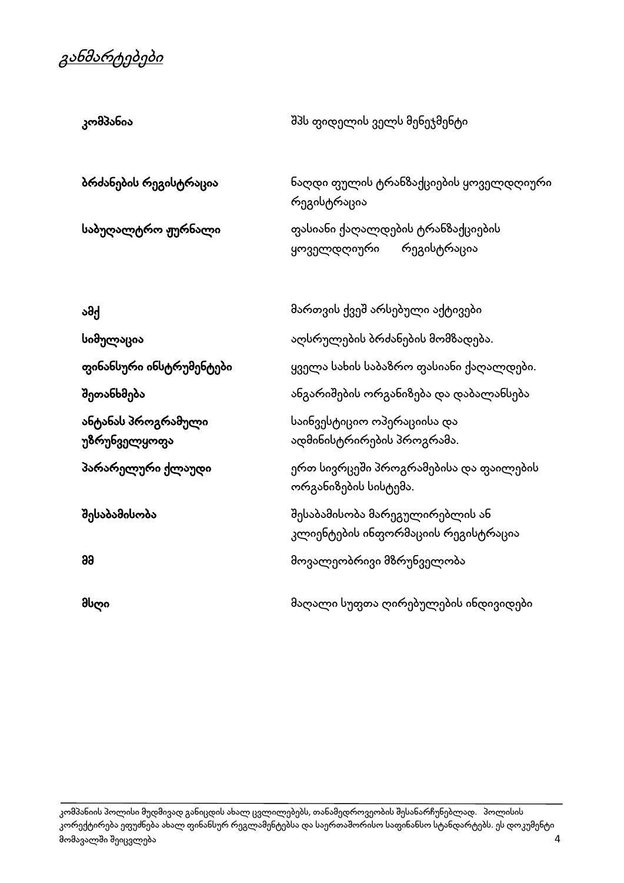# *განმარტებები*

| | |
|---|---|
| **კომპანია** | შპს ფიდელის ველს მენეჯმენტი |
| **ბრძანების რეგისტრაცია** | ნაღდი ფულის ტრანზაქციების ყოველდღიური რეგისტრაცია |
| **საბუღალტრო ჟურნალი** | ფასიანი ქაღალდების ტრანზაქციების ყოველდღიური რეგისტრაცია |
| **ამქ** | მართვის ქვეშ არსებული აქტივები |
| **სიმულაცია** | აღსრულების ბრძანების მომზადება. |
| **ფინანსური ინსტრუმენტები** | ყველა სახის საბაზრო ფასიანი ქაღალდები. |
| **შეთანხმება** | ანგარიშების ორგანიზება და დაბალანსება |
| **ანტანას პროგრამული უზრუნველყოფა** | საინვესტიციო ოპერაციისა და ადმინისტრირების პროგრამა. |
| **პარარელური ქლაუდი** | ერთ სივრცეში პროგრამებისა და ფაილების ორგანიზების სისტემა. |
| **შესაბამისობა** | შესაბამისობა მარეგულირებლის ან კლიენტების ინფორმაციის რეგისტრაცია |
| **მმ** | მოვალეობრივი მზრუნველობა |
| **მსღი** | მაღალი სუფთა ღირებულების ინდივიდები |

კომპანიის პოლისი მუდმივად განიცდის ახალ ცვლილებებს, თანამედროვეობის შესანარჩუნებლად. პოლისის კორექტირება ეფუძნება ახალ ფინანსურ რეგლამენტებსა და საერთაშორისო საფინანსო სტანდარტებს. ეს დოკუმენტი მომავალში შეიცვლება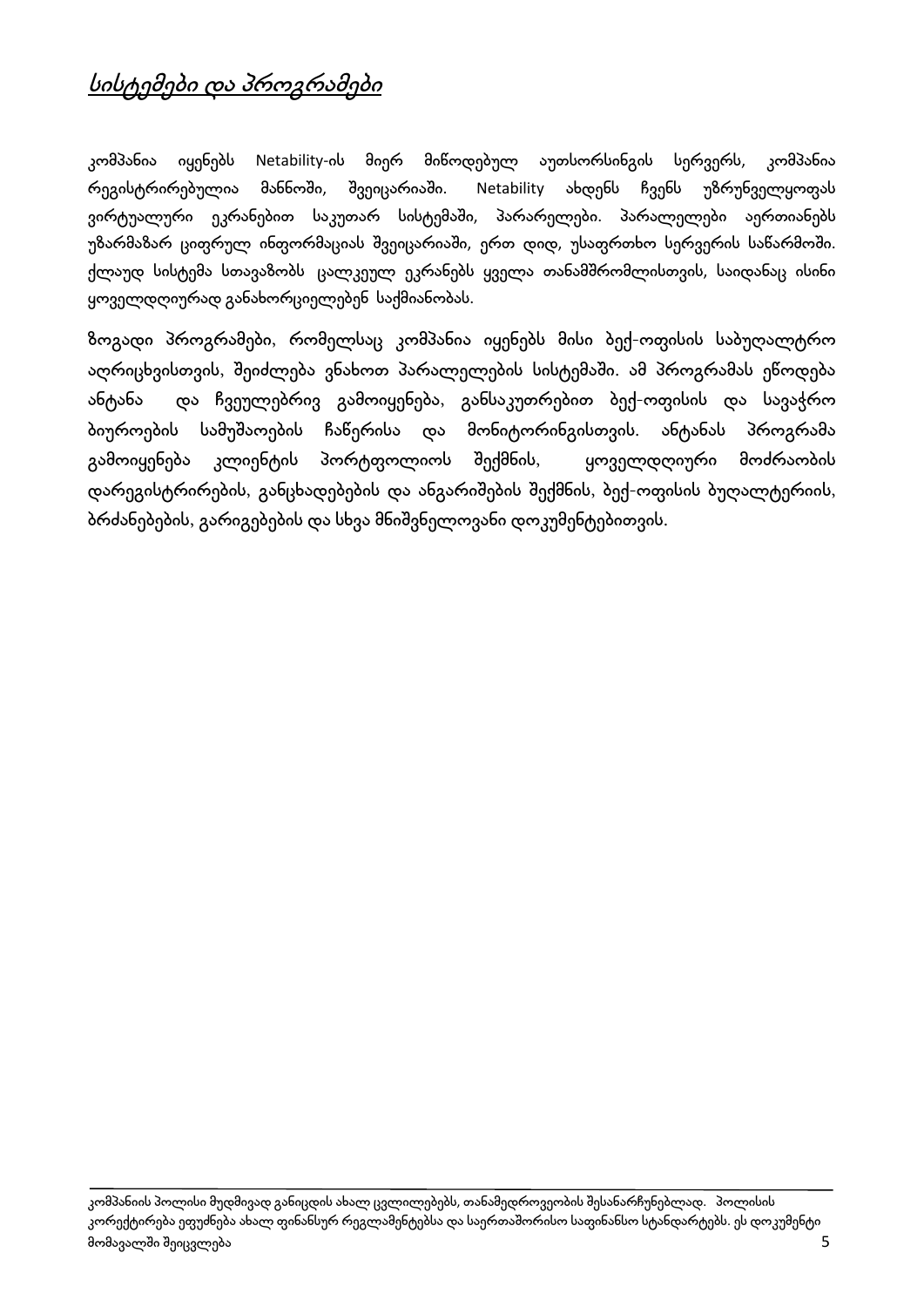## *სისტემები და პროგრამები*

კომპანია იყენებს Netability-ის მიერ მიწოდებულ აუთსორსინგის სერვერს, კომპანია რეგისტრირებულია მანნოში, შვეიცარიაში. Netability ახდენს ჩვენს უზრუნველყოფას ვირტუალური ეკრანებით საკუთარ სისტემაში, პარარელები. პარალელები აერთიანებს უზარმაზარ ციფრულ ინფორმაციას შვეიცარიაში, ერთ დიდ, უსაფრთხო სერვერის საწარმოში. ქლაუდ სისტემა სთავაზობს ცალკეულ ეკრანებს ყველა თანამშრომლისთვის, საიდანაც ისინი ყოველდღიურად განახორციელებენ საქმიანობას.

ზოგადი პროგრამები, რომელსაც კომპანია იყენებს მისი ბექ-ოფისის საბუღალტრო აღრიცხვისთვის, შეიძლება ვნახოთ პარალელების სისტემაში. ამ პროგრამას ეწოდება ანტანა და ჩვეულებრივ გამოიყენება, განსაკუთრებით ბექ-ოფისის და სავაჭრო ბიუროების სამუშაოების ჩაწერისა და მონიტორინგისთვის. ანტანას პროგრამა გამოიყენება კლიენტის პორტფოლიოს შექმნის, ყოველდღიური მოძრაობის დარეგისტრირების, განცხადებების და ანგარიშების შექმნის, ბექ-ოფისის ბუღალტერიის, ბრძანებების, გარიგებების და სხვა მნიშვნელოვანი დოკუმენტებითვის.

კომპანიის პოლისი მუდმივად განიცდის ახალ ცვლილებებს, თანამედროვეობის შესანარჩუნებლად. პოლისის კორექტირება ეფუძნება ახალ ფინანსურ რეგლამენტებსა და საერთაშორისო საფინანსო სტანდარტებს. ეს დოკუმენტი მომავალში შეიცვლება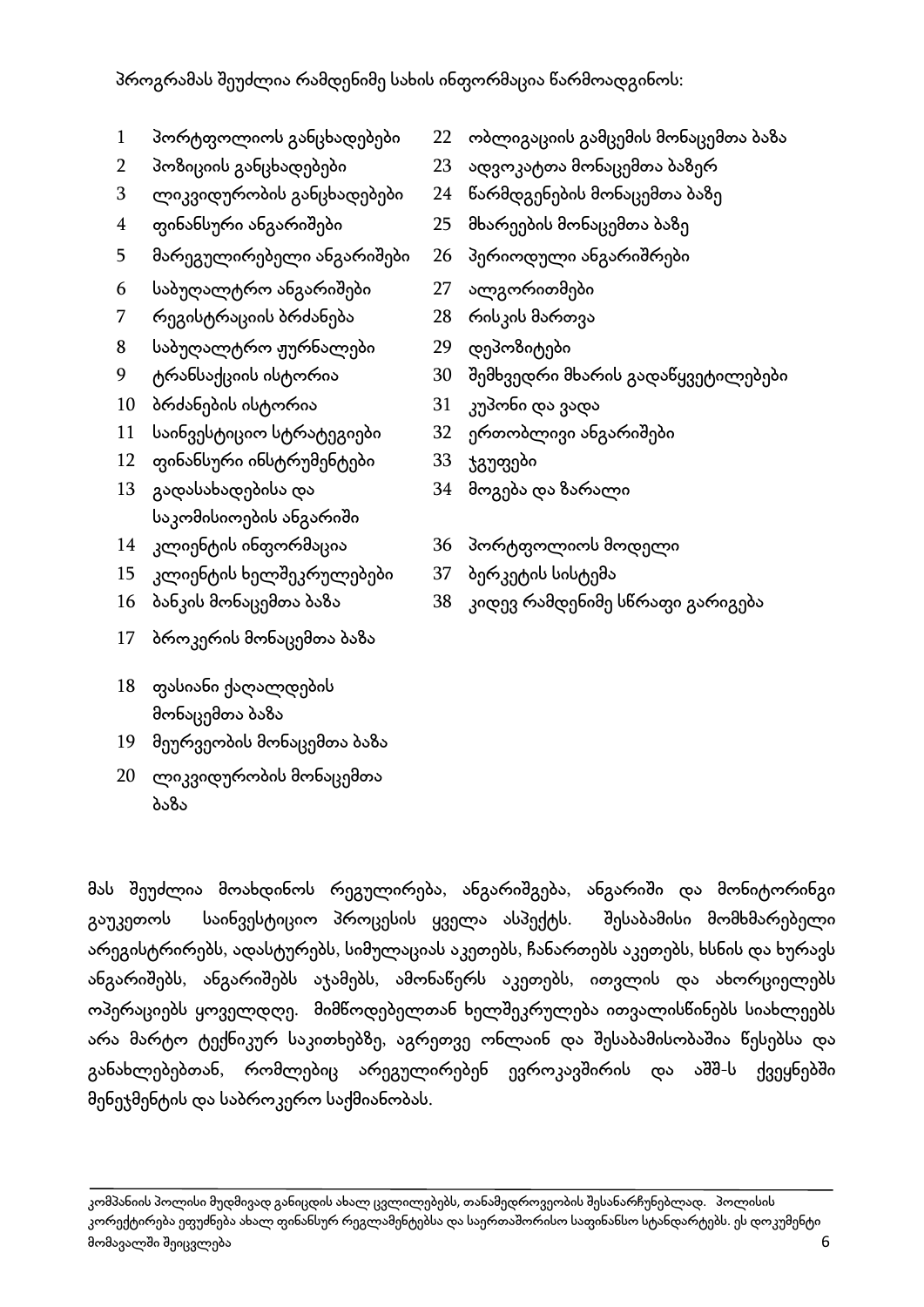პროგრამას შეუძლია რამდენიმე სახის ინფორმაცია წარმოადგინოს:

1. პორტფოლიოს განცხადებები
2. პოზიციის განცხადებები
3. ლიკვიდურობის განცხადებები
4. ფინანსური ანგარიშები
5. მარეგულირებელი ანგარიშები
6. საბუღალტრო ანგარიშები
7. რეგისტრაციის ბრძანება
8. საბუღალტრო ჟურნალები
9. ტრანსაქციის ისტორია
10. ბრძანების ისტორია
11. საინვესტიციო სტრატეგიები
12. ფინანსური ინსტრუმენტები
13. გადასახადებისა და საკომისიოების ანგარიში
14. კლიენტის ინფორმაცია
15. კლიენტის ხელშეკრულებები
16. ბანკის მონაცემთა ბაზა
17. ბროკერის მონაცემთა ბაზა
18. ფასიანი ქაღალდების მონაცემთა ბაზა
19. მეურვეობის მონაცემთა ბაზა
20. ლიკვიდურობის მონაცემთა ბაზა
22. ობლიგაციის გამცემის მონაცემთა ბაზა
23. ადვოკატთა მონაცემთა ბაზერ
24. წარმდგენების მონაცემთა ბაზე
25. მხარეების მონაცემთა ბაზე
26. პერიოდული ანგარიშრები
27. ალგორითმები
28. რისკის მართვა
29. დეპოზიტები
30. შემხვედრი მხარის გადაწყვეტილებები
31. კუპონი და ვადა
32. ერთობლივი ანგარიშები
33. ჯგუფები
34. მოგება და ზარალი
36. პორტფოლიოს მოდელი
37. ბერკეტის სისტემა
38. კიდევ რამდენიმე სწრაფი გარიგება

მას შეუძლია მოახდინოს რეგულირება, ანგარიშგება, ანგარიში და მონიტორინგი გაუკეთოს საინვესტიციო პროცესის ყველა ასპექტს. შესაბამისი მომხმარებელი არეგისტრირებს, ადასტურებს, სიმულაციას აკეთებს, ჩანართებს აკეთებს, ხსნის და ხურავს ანგარიშებს, ანგარიშებს აჯამებს, ამონაწერს აკეთებს, ითვლის და ახორციელებს ოპერაციებს ყოველდღე. მიმწოდებელთან ხელშეკრულება ითვალისწინებს სიახლეებს არა მარტო ტექნიკურ საკითხებზე, აგრეთვე ონლაინ და შესაბამისობაშია წესებსა და განახლებებთან, რომლებიც არეგულირებენ ევროკავშირის და აშშ-ს ქვეყნებში მენეჯმენტის და საბროკერო საქმიანობას.

კომპანიის პოლისი მუდმივად განიცდის ახალ ცვლილებებს, თანამედროვეობის შესანარჩუნებლად. პოლისის კორექტირება ეფუძნება ახალ ფინანსურ რეგლამენტებსა და საერთაშორისო საფინანსო სტანდარტებს. ეს დოკუმენტი მომავალში შეიცვლება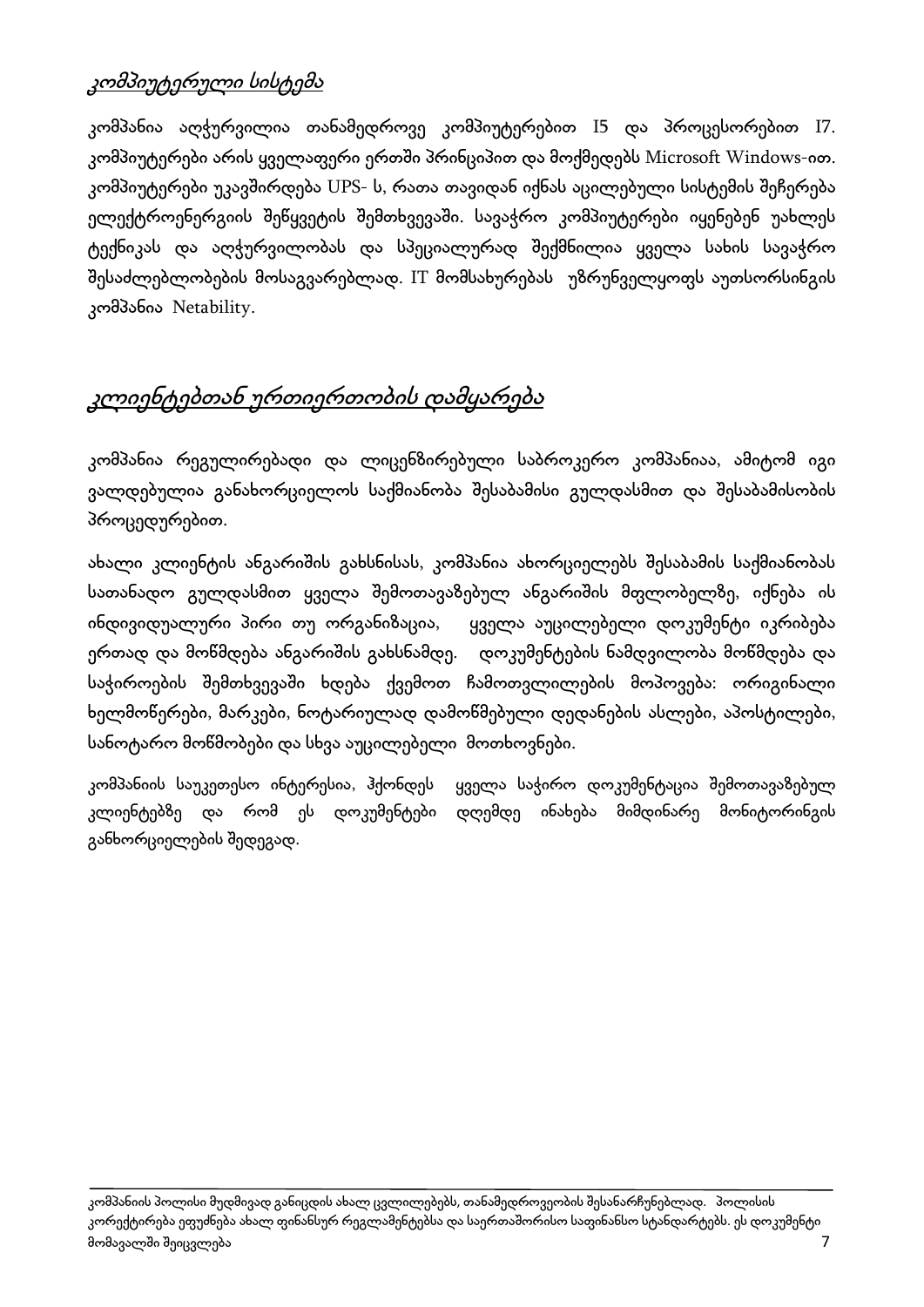## *კომპიუტერული სისტემა*

კომპანია აღჭურვილია თანამედროვე კომპიუტერებით I5 და პროცესორებით I7. კომპიუტერები არის ყველაფერი ერთში პრინციპით და მოქმედებს Microsoft Windows-ით. კომპიუტერები უკავშირდება UPS- ს, რათა თავიდან იქნას აცილებული სისტემის შეჩერება ელექტროენერგიის შეწყვეტის შემთხვევაში. სავაჭრო კომპიუტერები იყენებენ უახლეს ტექნიკას და აღჭურვილობას და სპეციალურად შექმნილია ყველა სახის სავაჭრო შესაძლებლობების მოსაგვარებლად. IT მომსახურებას უზრუნველყოფს აუთსორსინგის კომპანია Netability.

## *კლიენტებთან ურთიერთობის დამყარება*

კომპანია რეგულირებადი და ლიცენზირებული საბროკერო კომპანიაა, ამიტომ იგი ვალდებულია განახორციელოს საქმიანობა შესაბამისი გულდასმით და შესაბამისობის პროცედურებით.

ახალი კლიენტის ანგარიშის გახსნისას, კომპანია ახორციელებს შესაბამის საქმიანობას სათანადო გულდასმით ყველა შემოთავაზებულ ანგარიშის მფლობელზე, იქნება ის ინდივიდუალური პირი თუ ორგანიზაცია, ყველა აუცილებელი დოკუმენტი იკრიბება ერთად და მოწმდება ანგარიშის გახსნამდე. დოკუმენტების ნამდვილობა მოწმდება და საჭიროების შემთხვევაში ხდება ქვემოთ ჩამოთვლილების მოპოვება: ორიგინალი ხელმოწერები, მარკები, ნოტარიულად დამოწმებული დედანების ასლები, აპოსტილები, სანოტარო მოწმობები და სხვა აუცილებელი მოთხოვნები.

კომპანიის საუკეთესო ინტერესია, ჰქონდეს ყველა საჭირო დოკუმენტაცია შემოთავაზებულ კლიენტებზე და რომ ეს დოკუმენტები დღემდე ინახება მიმდინარე მონიტორინგის განხორციელების შედეგად.

---

კომპანიის პოლისი მუდმივად განიცდის ახალ ცვლილებებს, თანამედროვეობის შესანარჩუნებლად. პოლისის კორექტირება ეფუძნება ახალ ფინანსურ რეგლამენტებსა და საერთაშორისო საფინანსო სტანდარტებს. ეს დოკუმენტი მომავალში შეიცვლება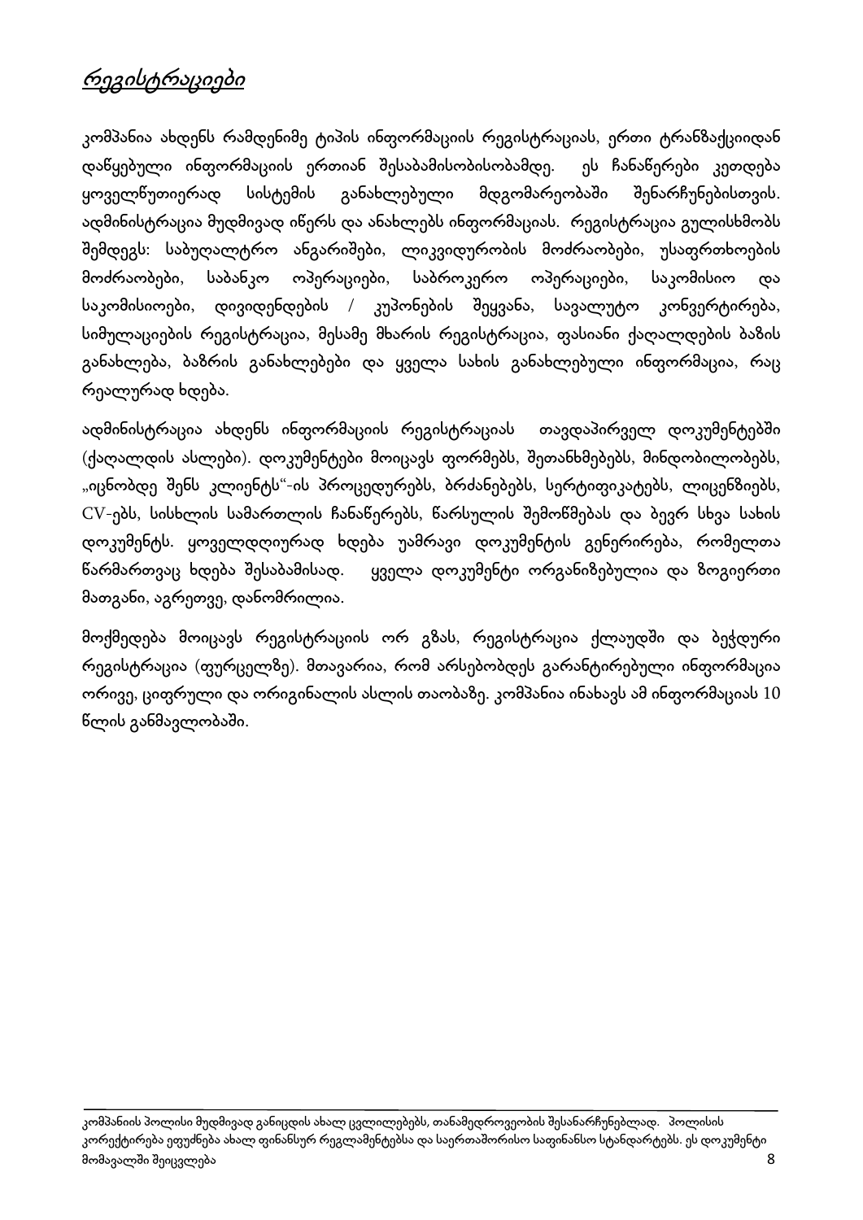## *რეგისტრაციები*

კომპანია ახდენს რამდენიმე ტიპის ინფორმაციის რეგისტრაციას, ერთი ტრანზაქციიდან დაწყებული ინფორმაციის ერთიან შესაბამისობისობამდე. ეს ჩანაწერები კეთდება ყოველწუთიერად სისტემის განახლებული მდგომარეობაში შენარჩუნებისთვის. ადმინისტრაცია მუდმივად იწერს და ანახლებს ინფორმაციას. რეგისტრაცია გულისხმობს შემდეგს: საბუღალტრო ანგარიშები, ლიკვიდურობის მოძრაობები, უსაფრთხოების მოძრაობები, საბანკო ოპერაციები, საბროკერო ოპერაციები, საკომისიო და საკომისიოები, დივიდენდების / კუპონების შეყვანა, სავალუტო კონვერტირება, სიმულაციების რეგისტრაცია, მესამე მხარის რეგისტრაცია, ფასიანი ქაღალდების ბაზის განახლება, ბაზრის განახლებები და ყველა სახის განახლებული ინფორმაცია, რაც რეალურად ხდება.

ადმინისტრაცია ახდენს ინფორმაციის რეგისტრაციას თავდაპირველ დოკუმენტებში (ქაღალდის ასლები). დოკუმენტები მოიცავს ფორმებს, შეთანხმებებს, მინდობილობებს, „იცნობდე შენს კლიენტს"-ის პროცედურებს, ბრძანებებს, სერტიფიკატებს, ლიცენზიებს, CV-ებს, სისხლის სამართლის ჩანაწერებს, წარსულის შემოწმებას და ბევრ სხვა სახის დოკუმენტს. ყოველდღიურად ხდება უამრავი დოკუმენტის გენერირება, რომელთა წარმართვაც ხდება შესაბამისად. ყველა დოკუმენტი ორგანიზებულია და ზოგიერთი მათგანი, აგრეთვე, დანომრილია.

მოქმედება მოიცავს რეგისტრაციის ორ გზას, რეგისტრაცია ქლაუდში და ბეჭდური რეგისტრაცია (ფურცელზე). მთავარია, რომ არსებობდეს გარანტირებული ინფორმაცია ორივე, ციფრული და ორიგინალის ასლის თაობაზე. კომპანია ინახავს ამ ინფორმაციას 10 წლის განმავლობაში.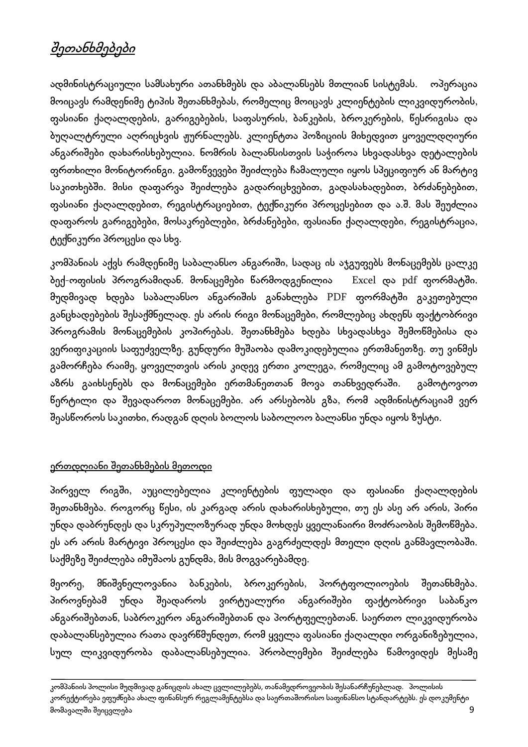# *შეთანხმებები*

ადმინისტრაციული სამსახური ათანხმებს და აბალანსებს მთლიან სისტემას. ოპერაცია მოიცავს რამდენიმე ტიპის შეთანხმებას, რომელიც მოიცავს კლიენტების ლიკვიდურობის, ფასიანი ქაღალდების, გარიგებების, საფასურის, ბანკების, ბროკერების, წესრიგისა და ბუღალტრული აღრიცხვის ჟურნალებს. კლიენტთა პოზიციის მიხედვით ყოველდღიური ანგარიშები დახარისხებულია. ნომრის ბალანსისთვის საჭიროა სხვადასხვა დეტალების ფრთხილი მონიტორინგი. გამოწვევები შეიძლება ჩამალული იყოს სპეციფიურ ან მარტივ საკითხებში. მისი დაფარვა შეიძლება გადარიცხვებით, გადასახადებით, ბრძანებებით, ფასიანი ქაღალდებით, რეგისტრაციებით, ტექნიკური პროცესებით და ა.შ. მას შეუძლია დაფაროს გარიგებები, მოსაკრებლები, ბრძანებები, ფასიანი ქაღალდები, რეგისტრაცია, ტექნიკური პროცესი და სხვ.

კომპანიას აქვს რამდენიმე საბალანსო ანგარიში, სადაც ის აჯგუფებს მონაცემებს ცალკე ბექ-ოფისის პროგრამიდან. მონაცემები წარმოდგენილია Excel და pdf ფორმატში. მუდმივად ხდება საბალანსო ანგარიშის განახლება PDF ფორმატში გაკეთებული განცხადებების შესაქმნელად. ეს არის რიგი მონაცემები, რომლებიც ახდენს ფაქტობრივი პროგრამის მონაცემების კოპირებას. შეთანხმება ხდება სხვადასხვა შემოწმებისა და ვერიფიკაციის საფუძველზე. გუნდური მუშაობა დამოკიდებულია ერთმანეთზე. თუ ვინმეს გამორჩება რაიმე, ყოველთვის არის კიდევ ერთი კოლეგა, რომელიც ამ გამოტოვებულ აზრს გაიხსენებს და მონაცემები ერთმანეთთან მოვა თანხვედრაში. გამოტოვოთ წერტილი და შევადაროთ მონაცემები. არ არსებობს გზა, რომ ადმინისტრაციამ ვერ შეასწოროს საკითხი, რადგან დღის ბოლოს საბოლოო ბალანსი უნდა იყოს ზუსტი.

## ერთდღიანი შეთანხმების მეთოდი

პირველ რიგში, აუცილებელია კლიენტების ფულადი და ფასიანი ქაღალდების შეთანხმება. როგორც წესი, ის კარგად არის დახარისხებული, თუ ეს ასე არ არის, პირი უნდა დაბრუნდეს და სკრუპულოზურად უნდა მოხდეს ყველანაირი მოძრაობის შემოწმება. ეს არ არის მარტივი პროცესი და შეიძლება გაგრძელდეს მთელი დღის განმავლობაში. საქმეზე შეიძლება იმუშაოს გუნდმა, მის მოგვარებამდე.

მეორე, მნიშვნელოვანია ბანკების, ბროკერების, პორტფოლიოების შეთანხმება. პიროვნებამ უნდა შეადაროს ვირტუალური ანგარიშები ფაქტობრივი საბანკო ანგარიშებთან, საბროკერო ანგარიშებთან და პორტფელებთან. საერთო ლიკვიდურობა დაბალანსებულია რათა დავრწმუნდეთ, რომ ყველა ფასიანი ქაღალდი ორგანიზებულია, სულ ლიკვიდურობა დაბალანსებულია. პრობლემები შეიძლება წამოვიდეს მესამე

კომპანიის პოლისი მუდმივად განიცდის ახალ ცვლილებებს, თანამედროვეობის შესანარჩუნებლად. პოლისის კორექტირება ეფუძნება ახალ ფინანსურ რეგლამენტებსა და საერთაშორისო საფინანსო სტანდარტებს. ეს დოკუმენტი მომავალში შეიცვლება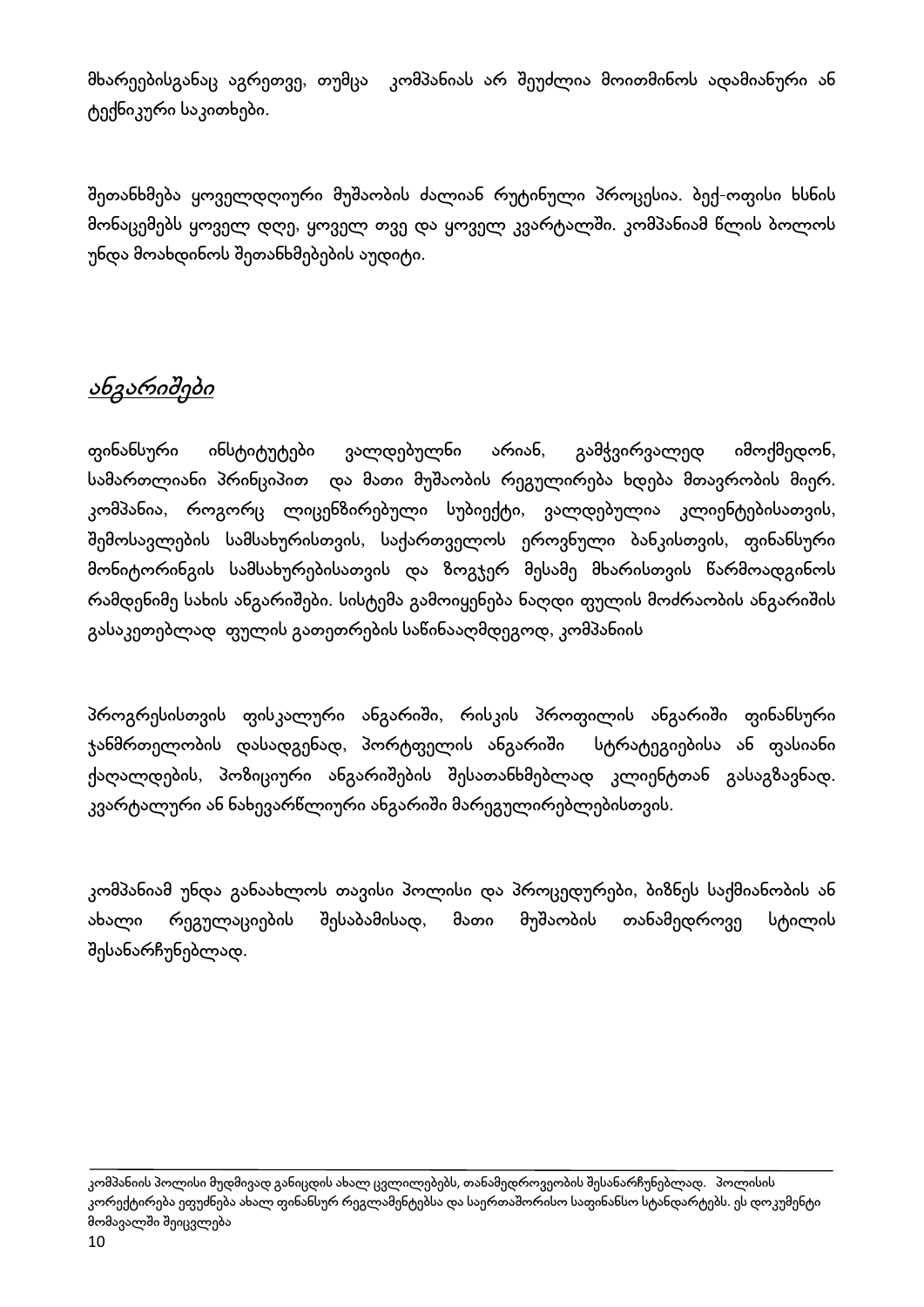მხარეებისგანაც აგრეთვე, თუმცა  კომპანიას არ შეუძლია მოითმინოს ადამიანური ან ტექნიკური საკითხები.

შეთანხმება ყოველდღიური მუშაობის ძალიან რუტინული პროცესია. ბექ-ოფისი ხსნის მონაცემებს ყოველ დღე, ყოველ თვე და ყოველ კვარტალში. კომპანიამ წლის ბოლოს უნდა მოახდინოს შეთანხმებების აუდიტი.

## *ანგარიშები*

ფინანსური ინსტიტუტები ვალდებულნი არიან, გამჭვირვალედ იმოქმედონ, სამართლიანი პრინციპით  და მათი მუშაობის რეგულირება ხდება მთავრობის მიერ. კომპანია, როგორც ლიცენზირებული სუბიექტი, ვალდებულია კლიენტებისათვის, შემოსავლების სამსახურისთვის, საქართველოს ეროვნული ბანკისთვის, ფინანსური მონიტორინგის სამსახურებისათვის და ზოგჯერ მესამე მხარისთვის წარმოადგინოს რამდენიმე სახის ანგარიშები. სისტემა გამოიყენება ნაღდი ფულის მოძრაობის ანგარიშის გასაკეთებლად  ფულის გათეთრების საწინააღმდეგოდ, კომპანიის

პროგრესისთვის ფისკალური ანგარიში, რისკის პროფილის ანგარიში ფინანსური ჯანმრთელობის დასადგენად, პორტფელის ანგარიში  სტრატეგიებისა ან ფასიანი ქაღალდების, პოზიციური ანგარიშების შესათანხმებლად კლიენტთან გასაგზავნად. კვარტალური ან ნახევარწლიური ანგარიში მარეგულირებლებისთვის.

კომპანიამ უნდა განაახლოს თავისი პოლისი და პროცედურები, ბიზნეს საქმიანობის ან ახალი რეგულაციების შესაბამისად, მათი მუშაობის თანამედროვე სტილის შესანარჩუნებლად.

---

კომპანიის პოლისი მუდმივად განიცდის ახალ ცვლილებებს, თანამედროვეობის შესანარჩუნებლად.  პოლისის კორექტირება ეფუძნება ახალ ფინანსურ რეგლამენტებსა და საერთაშორისო საფინანსო სტანდარტებს. ეს დოკუმენტი მომავალში შეიცვლება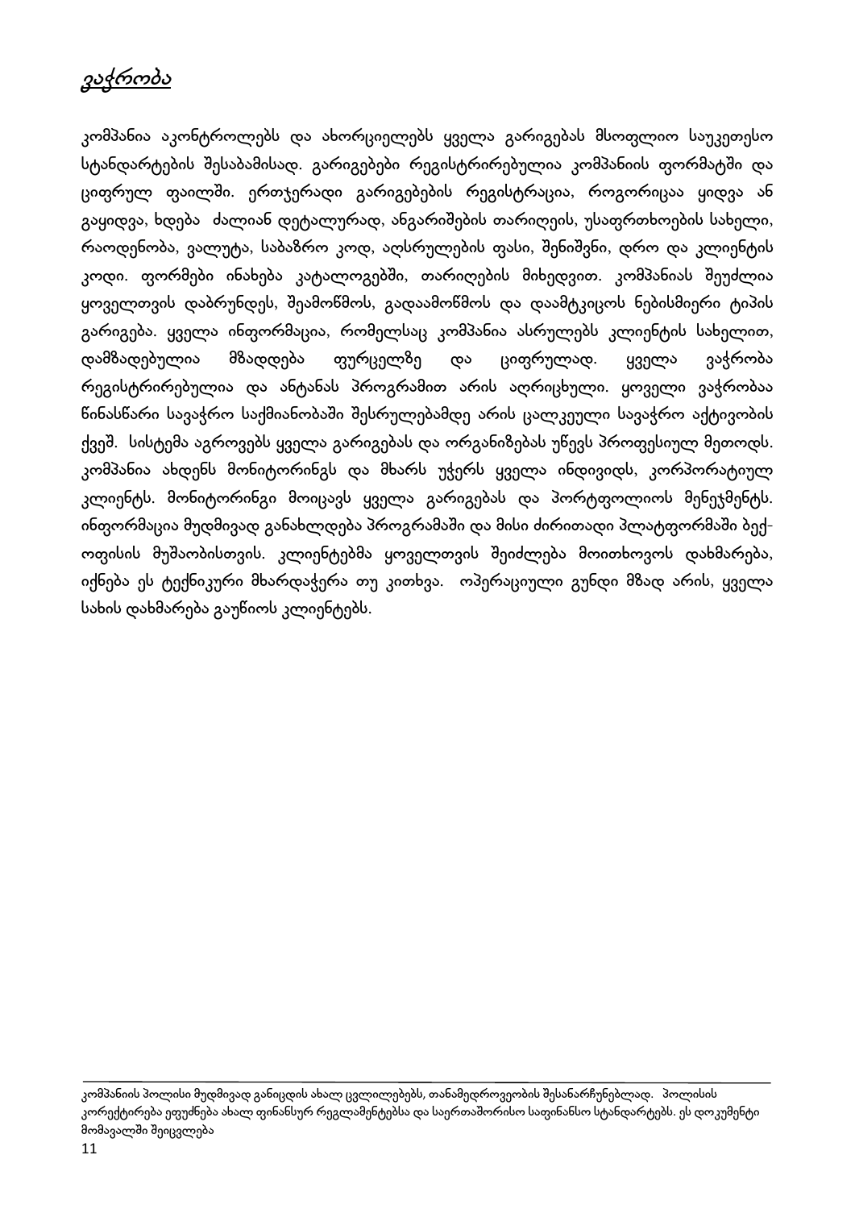## *ვაჭრობა*

კომპანია აკონტროლებს და ახორციელებს ყველა გარიგებას მსოფლიო საუკეთესო სტანდარტების შესაბამისად. გარიგებები რეგისტრირებულია კომპანიის ფორმატში და ციფრულ ფაილში. ერთჯერადი გარიგებების რეგისტრაცია, როგორიცაა ყიდვა ან გაყიდვა, ხდება ძალიან დეტალურად, ანგარიშების თარიღეის, უსაფრთხოების სახელი, რაოდენობა, ვალუტა, საბაზრო კოდ, აღსრულების ფასი, შენიშვნი, დრო და კლიენტის კოდი. ფორმები ინახება კატალოგებში, თარიღების მიხედვით. კომპანიას შეუძლია ყოველთვის დაბრუნდეს, შეამოწმოს, გადაამოწმოს და დაამტკიცოს ნებისმიერი ტიპის გარიგება. ყველა ინფორმაცია, რომელსაც კომპანია ასრულებს კლიენტის სახელით, დამზადებულია მზადდება ფურცელზე და ციფრულად. ყველა ვაჭრობა რეგისტრირებულია და ანტანას პროგრამით არის აღრიცხული. ყოველი ვაჭრობაა წინასწარი სავაჭრო საქმიანობაში შესრულებამდე არის ცალკეული სავაჭრო აქტივობის ქვეშ. სისტემა აგროვებს ყველა გარიგებას და ორგანიზებას უწევს პროფესიულ მეთოდს. კომპანია ახდენს მონიტორინგს და მხარს უჭერს ყველა ინდივიდს, კორპორატიულ კლიენტს. მონიტორინგი მოიცავს ყველა გარიგებას და პორტფოლიოს მენეჯმენტს. ინფორმაცია მუდმივად განახლდება პროგრამაში და მისი ძირითადი პლატფორმაში ბექ-ოფისის მუშაობისთვის. კლიენტებმა ყოველთვის შეიძლება მოითხოვოს დახმარება, იქნება ეს ტექნიკური მხარდაჭერა თუ კითხვა. ოპერაციული გუნდი მზად არის, ყველა სახის დახმარება გაუწიოს კლიენტებს.

---

კომპანიის პოლისი მუდმივად განიცდის ახალ ცვლილებებს, თანამედროვეობის შესანარჩუნებლად. პოლისის კორექტირება ეფუძნება ახალ ფინანსურ რეგლამენტებსა და საერთაშორისო საფინანსო სტანდარტებს. ეს დოკუმენტი მომავალში შეიცვლება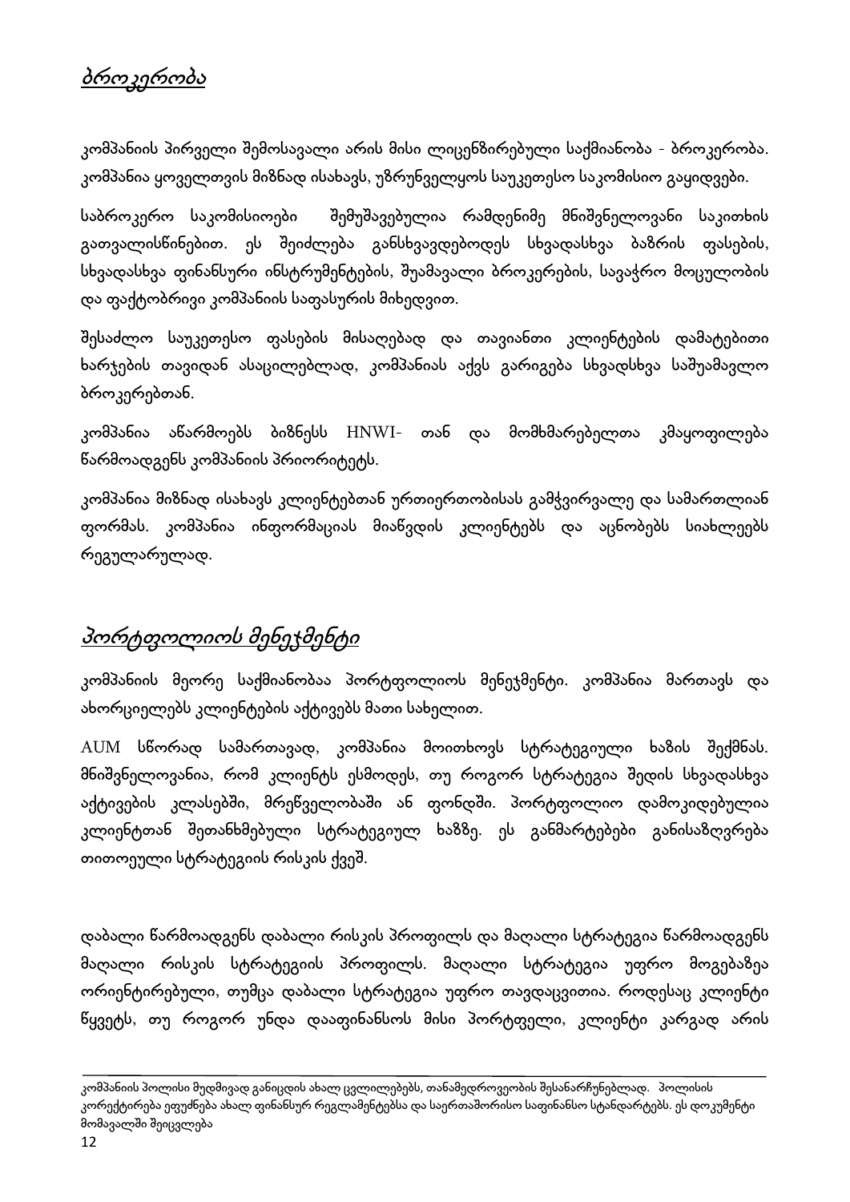## *ბროკერობა*

კომპანიის პირველი შემოსავალი არის მისი ლიცენზირებული საქმიანობა - ბროკერობა. კომპანია ყოველთვის მიზნად ისახავს, უზრუნველყოს საუკეთესო საკომისიო გაყიდვები.

საბროკერო საკომისიოები შემუშავებულია რამდენიმე მნიშვნელოვანი საკითხის გათვალისწინებით. ეს შეიძლება განსხვავდებოდეს სხვადასხვა ბაზრის ფასების, სხვადასხვა ფინანსური ინსტრუმენტების, შუამავალი ბროკერების, სავაჭრო მოცულობის და ფაქტობრივი კომპანიის საფასურის მიხედვით.

შესაძლო საუკეთესო ფასების მისაღებად და თავიანთი კლიენტების დამატებითი ხარჯების თავიდან ასაცილებლად, კომპანიას აქვს გარიგება სხვადსხვა საშუამავლო ბროკერებთან.

კომპანია აწარმოებს ბიზნესს HNWI- თან და მომხმარებელთა კმაყოფილება წარმოადგენს კომპანიის პრიორიტეტს.

კომპანია მიზნად ისახავს კლიენტებთან ურთიერთობისას გამჭვირვალე და სამართლიან ფორმას. კომპანია ინფორმაციას მიაწვდის კლიენტებს და აცნობებს სიახლეებს რეგულარულად.

## *პორტფოლიოს მენეჯმენტი*

კომპანიის მეორე საქმიანობაა პორტფოლიოს მენეჯმენტი. კომპანია მართავს და ახორციელებს კლიენტების აქტივებს მათი სახელით.

AUM სწორად სამართავად, კომპანია მოითხოვს სტრატეგიული ხაზის შექმნას. მნიშვნელოვანია, რომ კლიენტს ესმოდეს, თუ როგორ სტრატეგია შედის სხვადასხვა აქტივების კლასებში, მრეწველობაში ან ფონდში. პორტფოლიო დამოკიდებულია კლიენტთან შეთანხმებული სტრატეგიულ ხაზზე. ეს განმარტებები განისაზღვრება თითოეული სტრატეგიის რისკის ქვეშ.

დაბალი წარმოადგენს დაბალი რისკის პროფილს და მაღალი სტრატეგია წარმოადგენს მაღალი რისკის სტრატეგიის პროფილს. მაღალი სტრატეგია უფრო მოგებაზეა ორიენტირებული, თუმცა დაბალი სტრატეგია უფრო თავდაცვითია. როდესაც კლიენტი წყვეტს, თუ როგორ უნდა დააფინანსოს მისი პორტფელი, კლიენტი კარგად არის

კომპანიის პოლისი მუდმივად განიცდის ახალ ცვლილებებს, თანამედროვეობის შესანარჩუნებლად. პოლისის კორექტირება ეფუძნება ახალ ფინანსურ რეგლამენტებსა და საერთაშორისო საფინანსო სტანდარტებს. ეს დოკუმენტი მომავალში შეიცვლება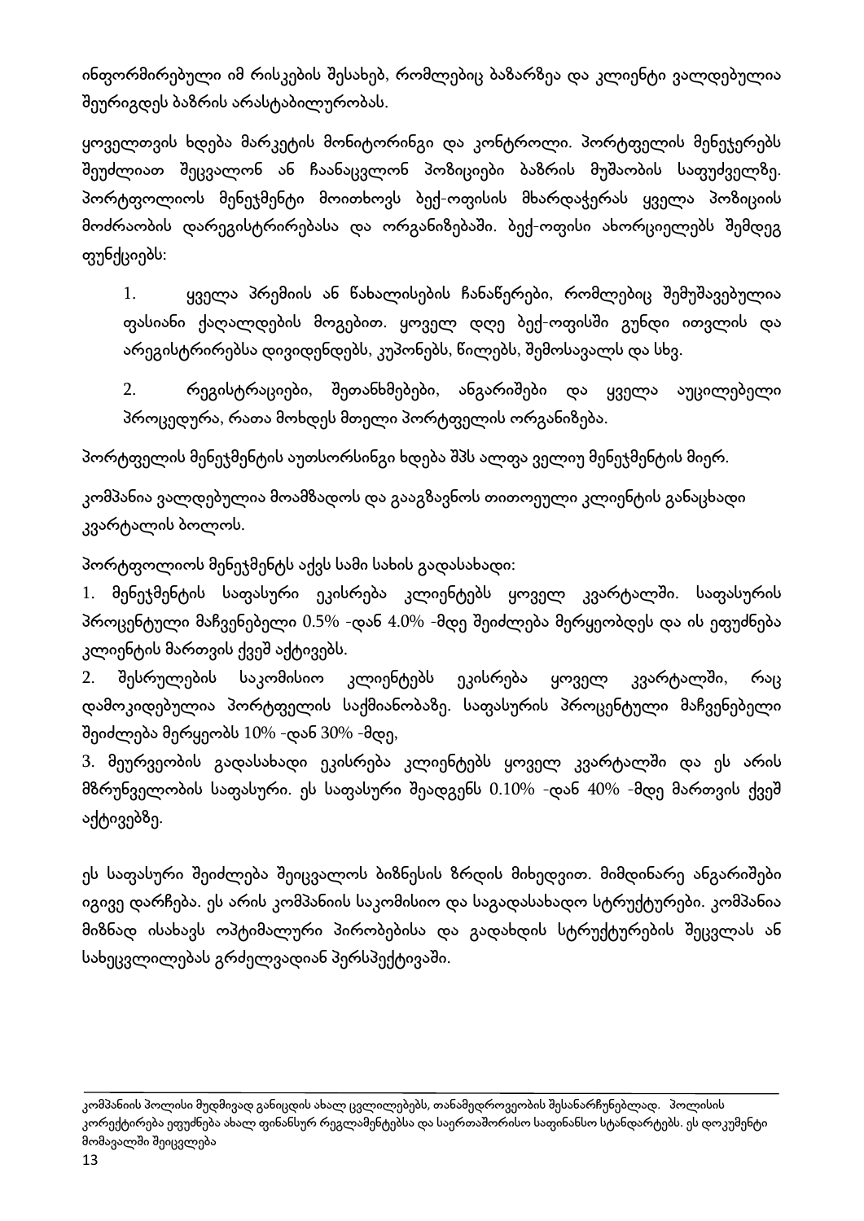ინფორმირებული იმ რისკების შესახებ, რომლებიც ბაზარზეა და კლიენტი ვალდებულია შეურიგდეს ბაზრის არასტაბილურობას.

ყოველთვის ხდება მარკეტის მონიტორინგი და კონტროლი. პორტფელის მენეჯერებს შეუძლიათ შეცვალონ ან ჩაანაცვლონ პოზიციები ბაზრის მუშაობის საფუძველზე. პორტფოლიოს მენეჯმენტი მოითხოვს ბექ-ოფისის მხარდაჭერას ყველა პოზიციის მოძრაობის დარეგისტრირებასა და ორგანიზებაში. ბექ-ოფისი ახორციელებს შემდეგ ფუნქციებს:

1. ყველა პრემიის ან წახალისების ჩანაწერები, რომლებიც შემუშავებულია ფასიანი ქაღალდების მოგებით. ყოველ დღე ბექ-ოფისში გუნდი ითვლის და არეგისტრირებსა დივიდენდებს, კუპონებს, წილებს, შემოსავალს და სხვ.

2. რეგისტრაციები, შეთანხმებები, ანგარიშები და ყველა აუცილებელი პროცედურა, რათა მოხდეს მთელი პორტფელის ორგანიზება.

პორტფელის მენეჯმენტის აუთსორსინგი ხდება შპს ალფა ველიუ მენეჯმენტის მიერ.

კომპანია ვალდებულია მოამზადოს და გააგზავნოს თითოეული კლიენტის განაცხადი კვარტალის ბოლოს.

პორტფოლიოს მენეჯმენტს აქვს სამი სახის გადასახადი:
1. მენეჯმენტის საფასური ეკისრება კლიენტებს ყოველ კვარტალში. საფასურის პროცენტული მაჩვენებელი 0.5% -დან 4.0% -მდე შეიძლება მერყეობდეს და ის ეფუძნება კლიენტის მართვის ქვეშ აქტივებს.
2. შესრულების საკომისიო კლიენტებს ეკისრება ყოველ კვარტალში, რაც დამოკიდებულია პორტფელის საქმიანობაზე. საფასურის პროცენტული მაჩვენებელი შეიძლება მერყეობს 10% -დან 30% -მდე,
3. მეურვეობის გადასახადი ეკისრება კლიენტებს ყოველ კვარტალში და ეს არის მზრუნველობის საფასური. ეს საფასური შეადგენს 0.10% -დან 40% -მდე მართვის ქვეშ აქტივებზე.

ეს საფასური შეიძლება შეიცვალოს ბიზნესის ზრდის მიხედვით. მიმდინარე ანგარიშები იგივე დარჩება. ეს არის კომპანიის საკომისიო და საგადასახადო სტრუქტურები. კომპანია მიზნად ისახავს ოპტიმალური პირობებისა და გადახდის სტრუქტურების შეცვლას ან სახეცვლილებას გრძელვადიან პერსპექტივაში.

კომპანიის პოლისი მუდმივად განიცდის ახალ ცვლილებებს, თანამედროვეობის შესანარჩუნებლად. პოლისის კორექტირება ეფუძნება ახალ ფინანსურ რეგლამენტებსა და საერთაშორისო საფინანსო სტანდარტებს. ეს დოკუმენტი მომავალში შეიცვლება